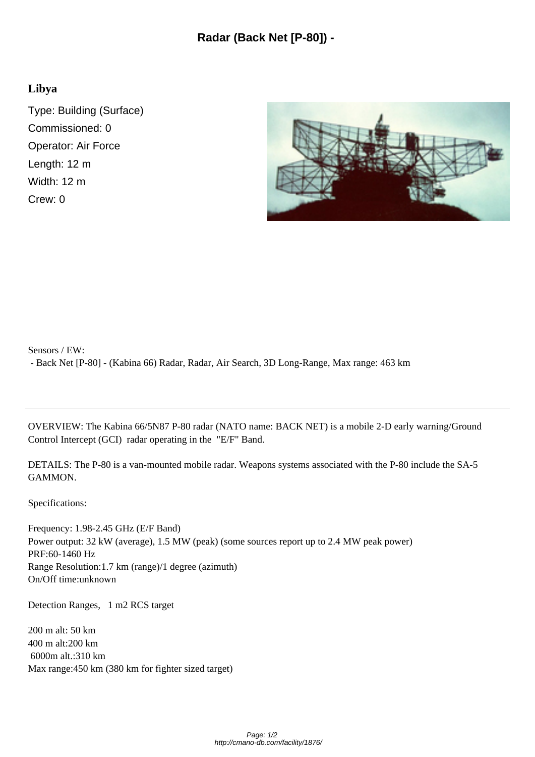# Radar (Back Net [P-80]) -

## Libya

Type: Building (Surface)
Commissioned: 0
Operator: Air Force
Length: 12 m
Width: 12 m
Crew: 0

Sensors / EW:
- Back Net [P-80] - (Kabina 66) Radar, Radar, Air Search, 3D Long-Range, Max range: 463 km

---

OVERVIEW: The Kabina 66/5N87 P-80 radar (NATO name: BACK NET) is a mobile 2-D early warning/Ground Control Intercept (GCI) radar operating in the "E/F" Band.

DETAILS: The P-80 is a van-mounted mobile radar. Weapons systems associated with the P-80 include the SA-5 GAMMON.

Specifications:

Frequency: 1.98-2.45 GHz (E/F Band)
Power output: 32 kW (average), 1.5 MW (peak) (some sources report up to 2.4 MW peak power)
PRF:60-1460 Hz
Range Resolution:1.7 km (range)/1 degree (azimuth)
On/Off time:unknown

Detection Ranges, 1 m2 RCS target

200 m alt: 50 km
400 m alt:200 km
6000m alt.:310 km
Max range:450 km (380 km for fighter sized target)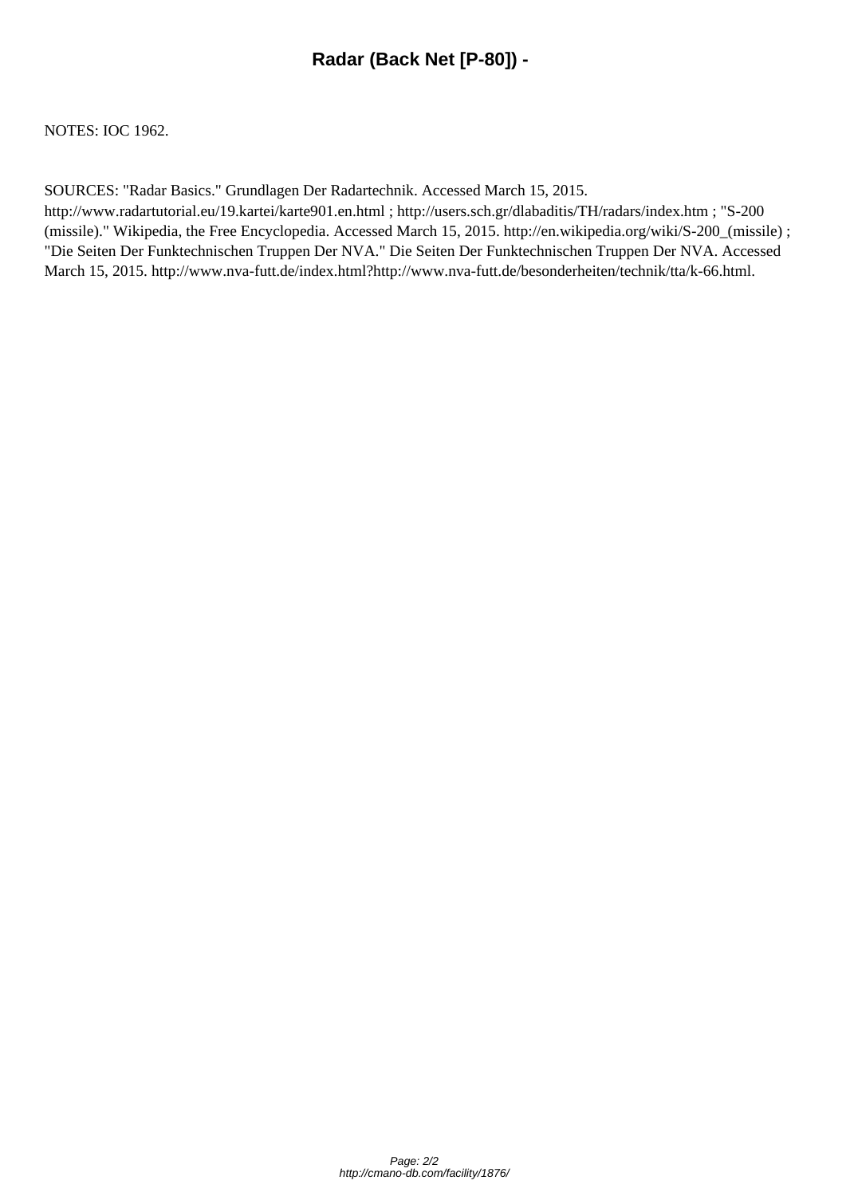# Radar (Back Net [P-80]) -

NOTES: IOC 1962.

SOURCES: "Radar Basics." Grundlagen Der Radartechnik. Accessed March 15, 2015. http://www.radartutorial.eu/19.kartei/karte901.en.html ; http://users.sch.gr/dlabaditis/TH/radars/index.htm ; "S-200 (missile)." Wikipedia, the Free Encyclopedia. Accessed March 15, 2015. http://en.wikipedia.org/wiki/S-200_(missile) ; "Die Seiten Der Funktechnischen Truppen Der NVA." Die Seiten Der Funktechnischen Truppen Der NVA. Accessed March 15, 2015. http://www.nva-futt.de/index.html?http://www.nva-futt.de/besonderheiten/technik/tta/k-66.html.